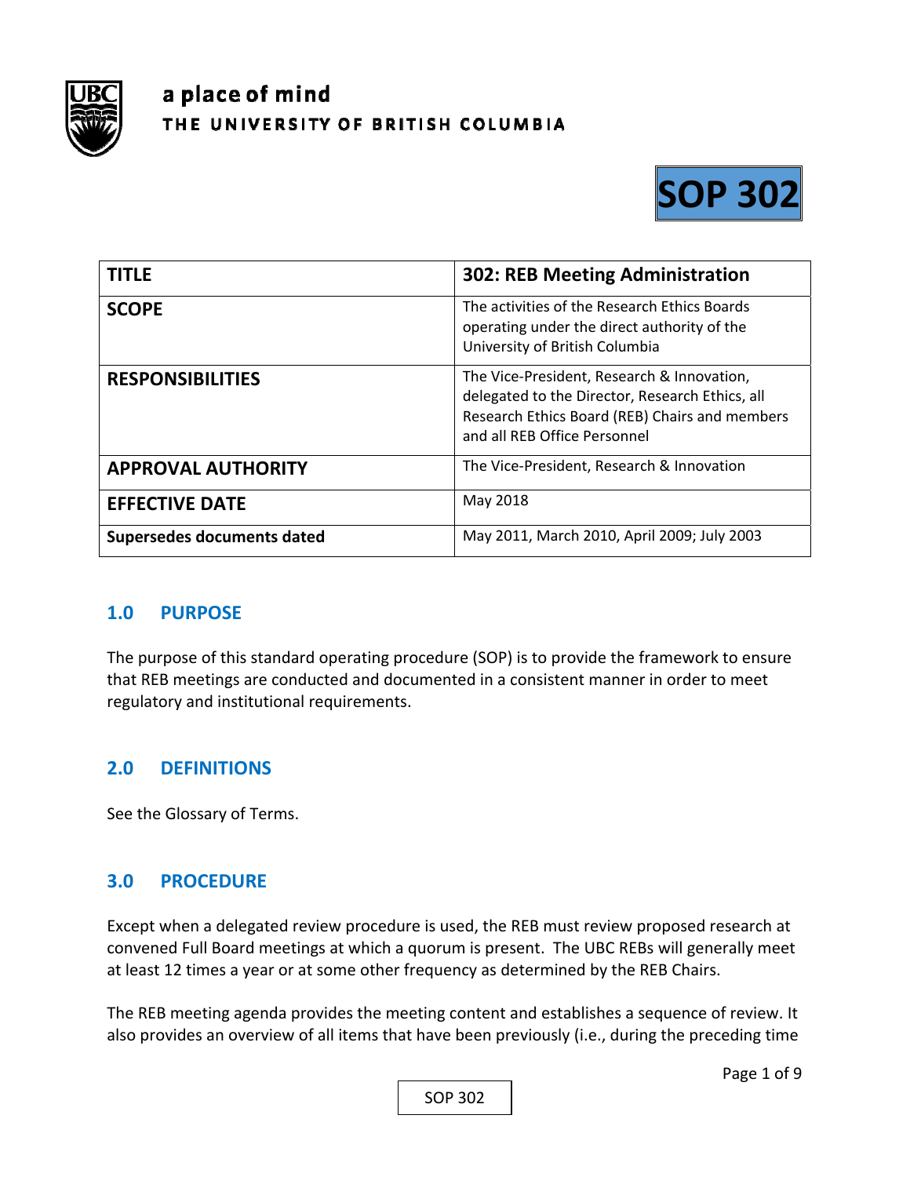a place of mind

THE UNIVERSITY OF BRITISH COLUMBIA

# SOP 302

| TITLE | 302: REB Meeting Administration |
| --- | --- |
| SCOPE | The activities of the Research Ethics Boards operating under the direct authority of the University of British Columbia |
| RESPONSIBILITIES | The Vice-President, Research & Innovation, delegated to the Director, Research Ethics, all Research Ethics Board (REB) Chairs and members and all REB Office Personnel |
| APPROVAL AUTHORITY | The Vice-President, Research & Innovation |
| EFFECTIVE DATE | May 2018 |
| Supersedes documents dated | May 2011, March 2010, April 2009; July 2003 |

## 1.0 PURPOSE

The purpose of this standard operating procedure (SOP) is to provide the framework to ensure that REB meetings are conducted and documented in a consistent manner in order to meet regulatory and institutional requirements.

## 2.0 DEFINITIONS

See the Glossary of Terms.

## 3.0 PROCEDURE

Except when a delegated review procedure is used, the REB must review proposed research at convened Full Board meetings at which a quorum is present. The UBC REBs will generally meet at least 12 times a year or at some other frequency as determined by the REB Chairs.

The REB meeting agenda provides the meeting content and establishes a sequence of review. It also provides an overview of all items that have been previously (i.e., during the preceding time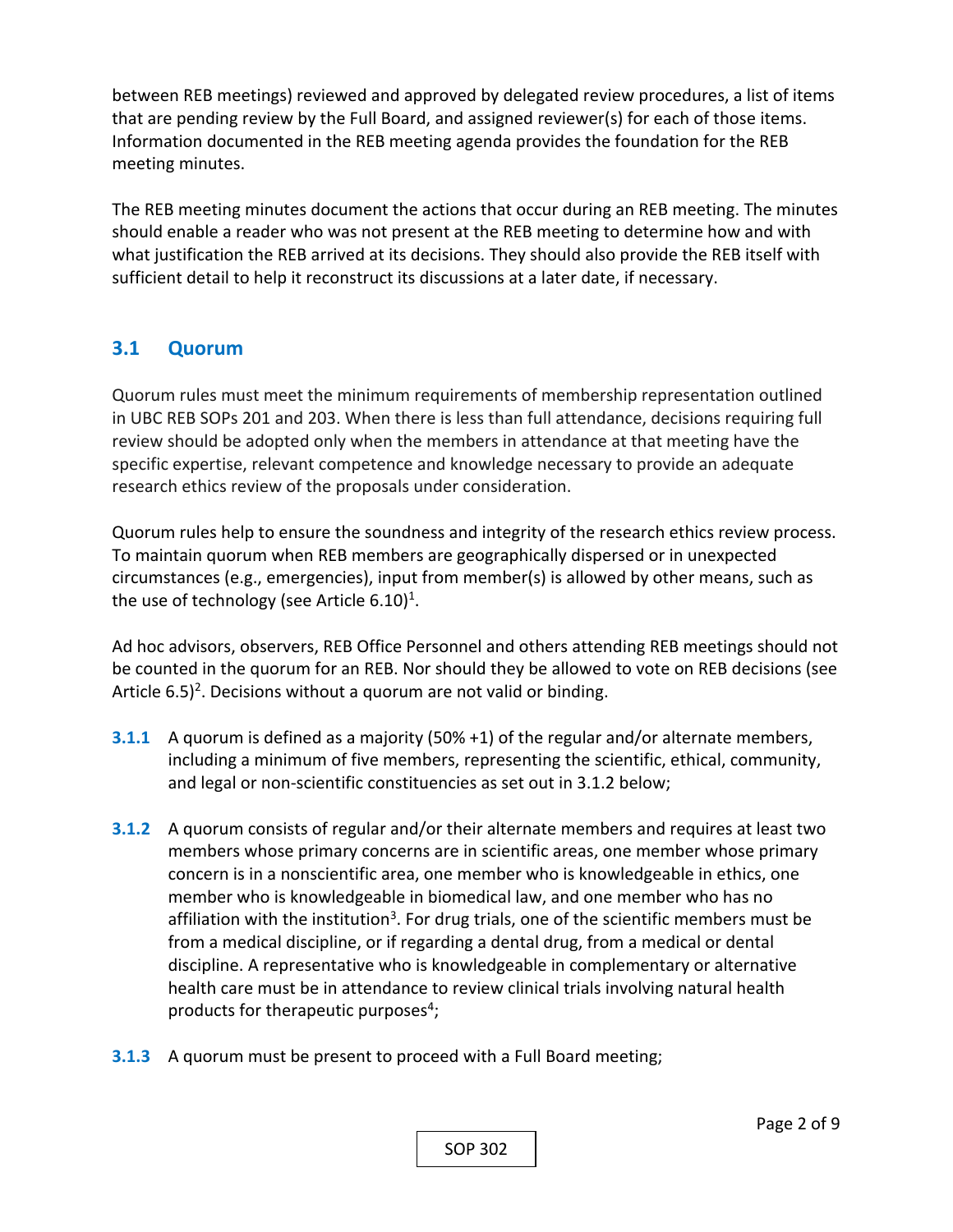between REB meetings) reviewed and approved by delegated review procedures, a list of items that are pending review by the Full Board, and assigned reviewer(s) for each of those items. Information documented in the REB meeting agenda provides the foundation for the REB meeting minutes.

The REB meeting minutes document the actions that occur during an REB meeting. The minutes should enable a reader who was not present at the REB meeting to determine how and with what justification the REB arrived at its decisions. They should also provide the REB itself with sufficient detail to help it reconstruct its discussions at a later date, if necessary.

## 3.1 Quorum

Quorum rules must meet the minimum requirements of membership representation outlined in UBC REB SOPs 201 and 203. When there is less than full attendance, decisions requiring full review should be adopted only when the members in attendance at that meeting have the specific expertise, relevant competence and knowledge necessary to provide an adequate research ethics review of the proposals under consideration.

Quorum rules help to ensure the soundness and integrity of the research ethics review process. To maintain quorum when REB members are geographically dispersed or in unexpected circumstances (e.g., emergencies), input from member(s) is allowed by other means, such as the use of technology (see Article 6.10)[1].

Ad hoc advisors, observers, REB Office Personnel and others attending REB meetings should not be counted in the quorum for an REB. Nor should they be allowed to vote on REB decisions (see Article 6.5)[2]. Decisions without a quorum are not valid or binding.

**3.1.1** A quorum is defined as a majority (50% +1) of the regular and/or alternate members, including a minimum of five members, representing the scientific, ethical, community, and legal or non-scientific constituencies as set out in 3.1.2 below;

**3.1.2** A quorum consists of regular and/or their alternate members and requires at least two members whose primary concerns are in scientific areas, one member whose primary concern is in a nonscientific area, one member who is knowledgeable in ethics, one member who is knowledgeable in biomedical law, and one member who has no affiliation with the institution[3]. For drug trials, one of the scientific members must be from a medical discipline, or if regarding a dental drug, from a medical or dental discipline. A representative who is knowledgeable in complementary or alternative health care must be in attendance to review clinical trials involving natural health products for therapeutic purposes[4];

**3.1.3** A quorum must be present to proceed with a Full Board meeting;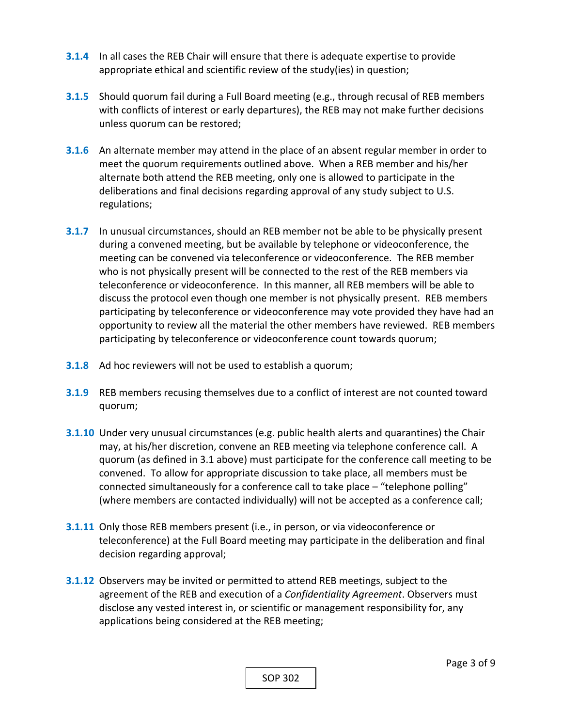**3.1.4** In all cases the REB Chair will ensure that there is adequate expertise to provide appropriate ethical and scientific review of the study(ies) in question;

**3.1.5** Should quorum fail during a Full Board meeting (e.g., through recusal of REB members with conflicts of interest or early departures), the REB may not make further decisions unless quorum can be restored;

**3.1.6** An alternate member may attend in the place of an absent regular member in order to meet the quorum requirements outlined above. When a REB member and his/her alternate both attend the REB meeting, only one is allowed to participate in the deliberations and final decisions regarding approval of any study subject to U.S. regulations;

**3.1.7** In unusual circumstances, should an REB member not be able to be physically present during a convened meeting, but be available by telephone or videoconference, the meeting can be convened via teleconference or videoconference. The REB member who is not physically present will be connected to the rest of the REB members via teleconference or videoconference. In this manner, all REB members will be able to discuss the protocol even though one member is not physically present. REB members participating by teleconference or videoconference may vote provided they have had an opportunity to review all the material the other members have reviewed. REB members participating by teleconference or videoconference count towards quorum;

**3.1.8** Ad hoc reviewers will not be used to establish a quorum;

**3.1.9** REB members recusing themselves due to a conflict of interest are not counted toward quorum;

**3.1.10** Under very unusual circumstances (e.g. public health alerts and quarantines) the Chair may, at his/her discretion, convene an REB meeting via telephone conference call. A quorum (as defined in 3.1 above) must participate for the conference call meeting to be convened. To allow for appropriate discussion to take place, all members must be connected simultaneously for a conference call to take place – "telephone polling" (where members are contacted individually) will not be accepted as a conference call;

**3.1.11** Only those REB members present (i.e., in person, or via videoconference or teleconference) at the Full Board meeting may participate in the deliberation and final decision regarding approval;

**3.1.12** Observers may be invited or permitted to attend REB meetings, subject to the agreement of the REB and execution of a *Confidentiality Agreement*. Observers must disclose any vested interest in, or scientific or management responsibility for, any applications being considered at the REB meeting;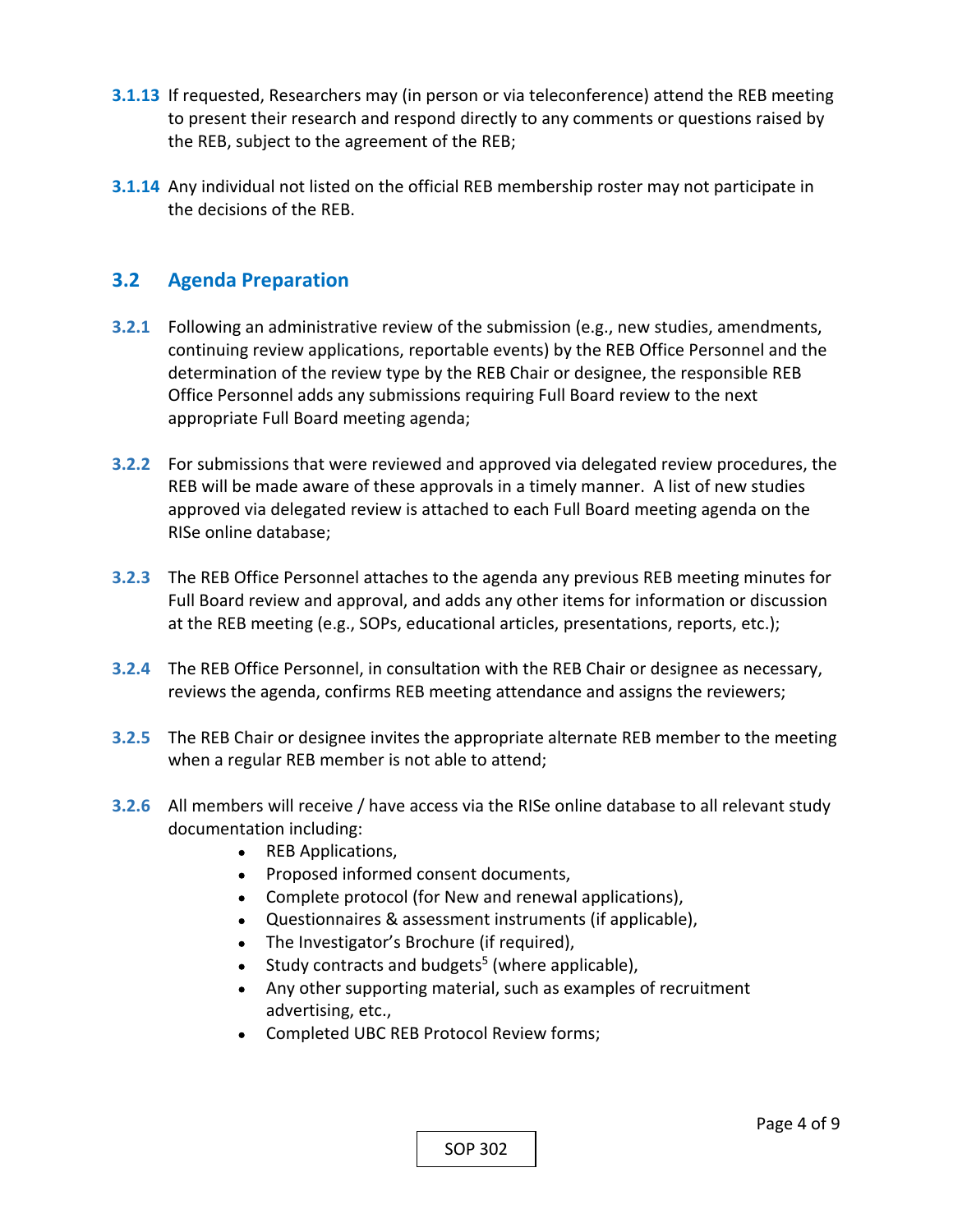**3.1.13** If requested, Researchers may (in person or via teleconference) attend the REB meeting to present their research and respond directly to any comments or questions raised by the REB, subject to the agreement of the REB;

**3.1.14** Any individual not listed on the official REB membership roster may not participate in the decisions of the REB.

## 3.2 Agenda Preparation

**3.2.1** Following an administrative review of the submission (e.g., new studies, amendments, continuing review applications, reportable events) by the REB Office Personnel and the determination of the review type by the REB Chair or designee, the responsible REB Office Personnel adds any submissions requiring Full Board review to the next appropriate Full Board meeting agenda;

**3.2.2** For submissions that were reviewed and approved via delegated review procedures, the REB will be made aware of these approvals in a timely manner. A list of new studies approved via delegated review is attached to each Full Board meeting agenda on the RISe online database;

**3.2.3** The REB Office Personnel attaches to the agenda any previous REB meeting minutes for Full Board review and approval, and adds any other items for information or discussion at the REB meeting (e.g., SOPs, educational articles, presentations, reports, etc.);

**3.2.4** The REB Office Personnel, in consultation with the REB Chair or designee as necessary, reviews the agenda, confirms REB meeting attendance and assigns the reviewers;

**3.2.5** The REB Chair or designee invites the appropriate alternate REB member to the meeting when a regular REB member is not able to attend;

**3.2.6** All members will receive / have access via the RISe online database to all relevant study documentation including:

- REB Applications,
- Proposed informed consent documents,
- Complete protocol (for New and renewal applications),
- Questionnaires & assessment instruments (if applicable),
- The Investigator's Brochure (if required),
- Study contracts and budgets[5] (where applicable),
- Any other supporting material, such as examples of recruitment advertising, etc.,
- Completed UBC REB Protocol Review forms;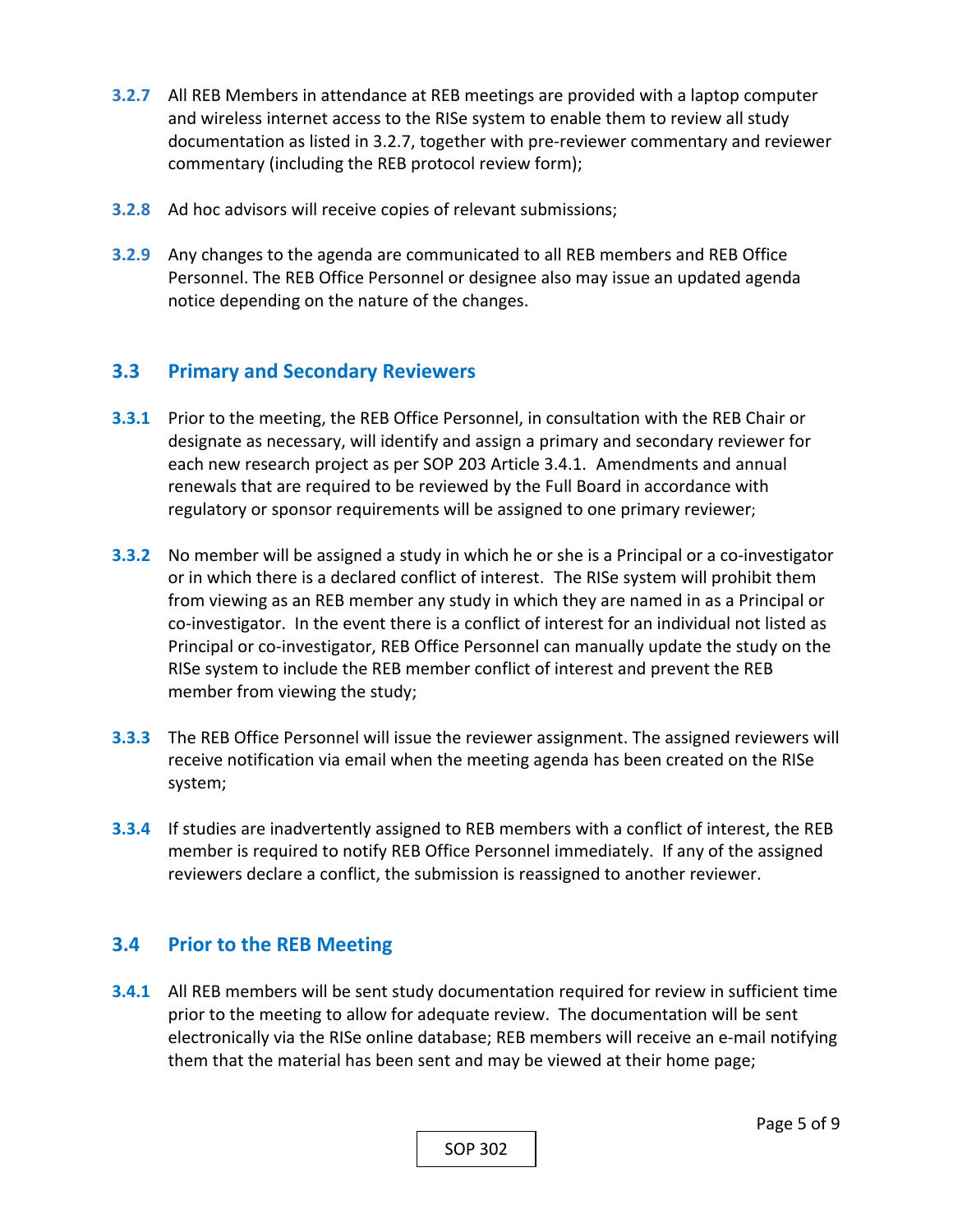**3.2.7** All REB Members in attendance at REB meetings are provided with a laptop computer and wireless internet access to the RISe system to enable them to review all study documentation as listed in 3.2.7, together with pre-reviewer commentary and reviewer commentary (including the REB protocol review form);

**3.2.8** Ad hoc advisors will receive copies of relevant submissions;

**3.2.9** Any changes to the agenda are communicated to all REB members and REB Office Personnel. The REB Office Personnel or designee also may issue an updated agenda notice depending on the nature of the changes.

## 3.3 Primary and Secondary Reviewers

**3.3.1** Prior to the meeting, the REB Office Personnel, in consultation with the REB Chair or designate as necessary, will identify and assign a primary and secondary reviewer for each new research project as per SOP 203 Article 3.4.1. Amendments and annual renewals that are required to be reviewed by the Full Board in accordance with regulatory or sponsor requirements will be assigned to one primary reviewer;

**3.3.2** No member will be assigned a study in which he or she is a Principal or a co-investigator or in which there is a declared conflict of interest. The RISe system will prohibit them from viewing as an REB member any study in which they are named in as a Principal or co-investigator. In the event there is a conflict of interest for an individual not listed as Principal or co-investigator, REB Office Personnel can manually update the study on the RISe system to include the REB member conflict of interest and prevent the REB member from viewing the study;

**3.3.3** The REB Office Personnel will issue the reviewer assignment. The assigned reviewers will receive notification via email when the meeting agenda has been created on the RISe system;

**3.3.4** If studies are inadvertently assigned to REB members with a conflict of interest, the REB member is required to notify REB Office Personnel immediately. If any of the assigned reviewers declare a conflict, the submission is reassigned to another reviewer.

## 3.4 Prior to the REB Meeting

**3.4.1** All REB members will be sent study documentation required for review in sufficient time prior to the meeting to allow for adequate review. The documentation will be sent electronically via the RISe online database; REB members will receive an e-mail notifying them that the material has been sent and may be viewed at their home page;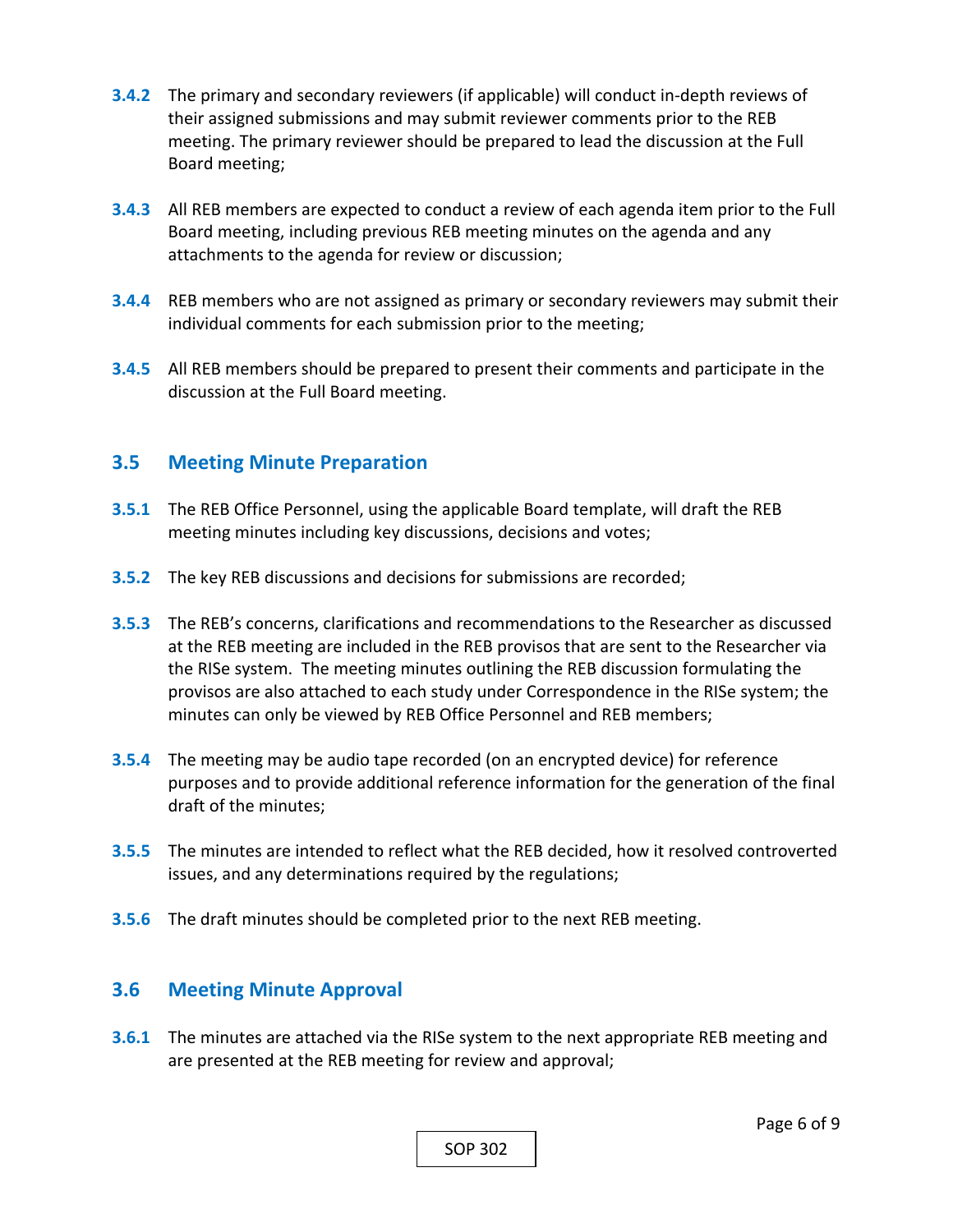**3.4.2** The primary and secondary reviewers (if applicable) will conduct in-depth reviews of their assigned submissions and may submit reviewer comments prior to the REB meeting. The primary reviewer should be prepared to lead the discussion at the Full Board meeting;

**3.4.3** All REB members are expected to conduct a review of each agenda item prior to the Full Board meeting, including previous REB meeting minutes on the agenda and any attachments to the agenda for review or discussion;

**3.4.4** REB members who are not assigned as primary or secondary reviewers may submit their individual comments for each submission prior to the meeting;

**3.4.5** All REB members should be prepared to present their comments and participate in the discussion at the Full Board meeting.

## 3.5 Meeting Minute Preparation

**3.5.1** The REB Office Personnel, using the applicable Board template, will draft the REB meeting minutes including key discussions, decisions and votes;

**3.5.2** The key REB discussions and decisions for submissions are recorded;

**3.5.3** The REB's concerns, clarifications and recommendations to the Researcher as discussed at the REB meeting are included in the REB provisos that are sent to the Researcher via the RISe system. The meeting minutes outlining the REB discussion formulating the provisos are also attached to each study under Correspondence in the RISe system; the minutes can only be viewed by REB Office Personnel and REB members;

**3.5.4** The meeting may be audio tape recorded (on an encrypted device) for reference purposes and to provide additional reference information for the generation of the final draft of the minutes;

**3.5.5** The minutes are intended to reflect what the REB decided, how it resolved controverted issues, and any determinations required by the regulations;

**3.5.6** The draft minutes should be completed prior to the next REB meeting.

## 3.6 Meeting Minute Approval

**3.6.1** The minutes are attached via the RISe system to the next appropriate REB meeting and are presented at the REB meeting for review and approval;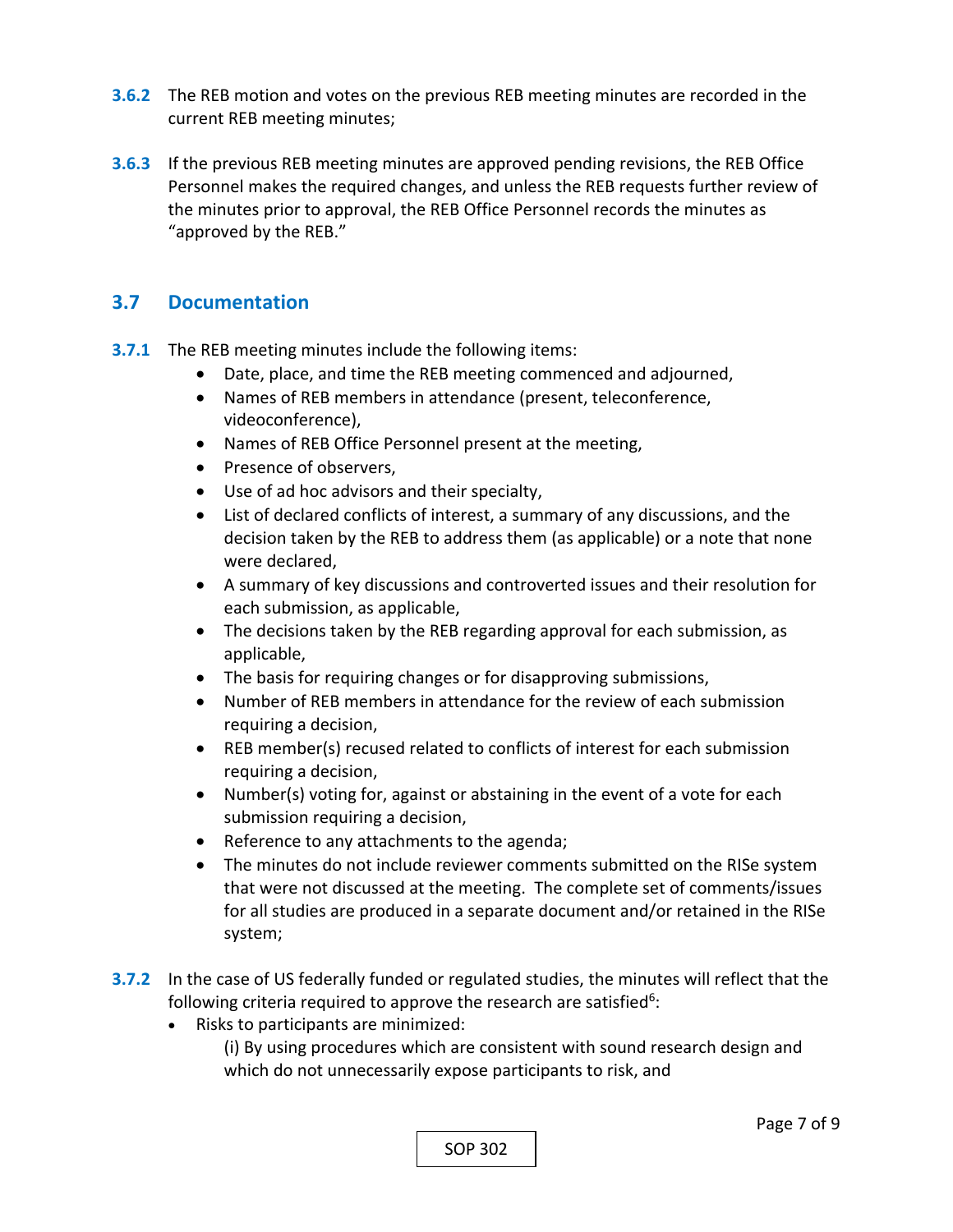**3.6.2** The REB motion and votes on the previous REB meeting minutes are recorded in the current REB meeting minutes;

**3.6.3** If the previous REB meeting minutes are approved pending revisions, the REB Office Personnel makes the required changes, and unless the REB requests further review of the minutes prior to approval, the REB Office Personnel records the minutes as "approved by the REB."

## 3.7 Documentation

**3.7.1** The REB meeting minutes include the following items:

- Date, place, and time the REB meeting commenced and adjourned,
- Names of REB members in attendance (present, teleconference, videoconference),
- Names of REB Office Personnel present at the meeting,
- Presence of observers,
- Use of ad hoc advisors and their specialty,
- List of declared conflicts of interest, a summary of any discussions, and the decision taken by the REB to address them (as applicable) or a note that none were declared,
- A summary of key discussions and controverted issues and their resolution for each submission, as applicable,
- The decisions taken by the REB regarding approval for each submission, as applicable,
- The basis for requiring changes or for disapproving submissions,
- Number of REB members in attendance for the review of each submission requiring a decision,
- REB member(s) recused related to conflicts of interest for each submission requiring a decision,
- Number(s) voting for, against or abstaining in the event of a vote for each submission requiring a decision,
- Reference to any attachments to the agenda;
- The minutes do not include reviewer comments submitted on the RISe system that were not discussed at the meeting. The complete set of comments/issues for all studies are produced in a separate document and/or retained in the RISe system;

**3.7.2** In the case of US federally funded or regulated studies, the minutes will reflect that the following criteria required to approve the research are satisfied[6]:

- Risks to participants are minimized:

  (i) By using procedures which are consistent with sound research design and which do not unnecessarily expose participants to risk, and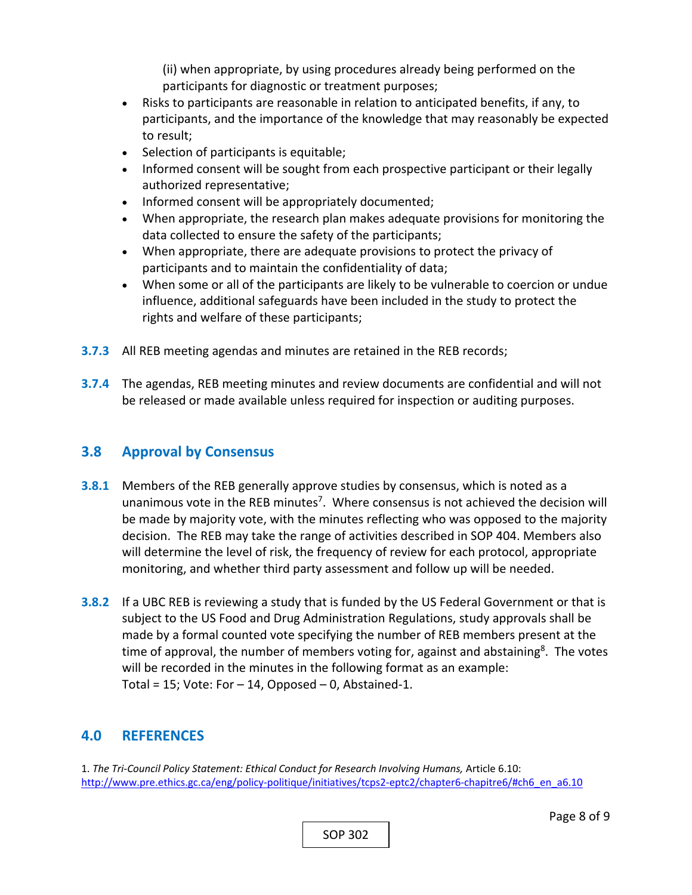(ii) when appropriate, by using procedures already being performed on the participants for diagnostic or treatment purposes;

- Risks to participants are reasonable in relation to anticipated benefits, if any, to participants, and the importance of the knowledge that may reasonably be expected to result;
- Selection of participants is equitable;
- Informed consent will be sought from each prospective participant or their legally authorized representative;
- Informed consent will be appropriately documented;
- When appropriate, the research plan makes adequate provisions for monitoring the data collected to ensure the safety of the participants;
- When appropriate, there are adequate provisions to protect the privacy of participants and to maintain the confidentiality of data;
- When some or all of the participants are likely to be vulnerable to coercion or undue influence, additional safeguards have been included in the study to protect the rights and welfare of these participants;

**3.7.3** All REB meeting agendas and minutes are retained in the REB records;

**3.7.4** The agendas, REB meeting minutes and review documents are confidential and will not be released or made available unless required for inspection or auditing purposes.

## 3.8 Approval by Consensus

**3.8.1** Members of the REB generally approve studies by consensus, which is noted as a unanimous vote in the REB minutes[7]. Where consensus is not achieved the decision will be made by majority vote, with the minutes reflecting who was opposed to the majority decision. The REB may take the range of activities described in SOP 404. Members also will determine the level of risk, the frequency of review for each protocol, appropriate monitoring, and whether third party assessment and follow up will be needed.

**3.8.2** If a UBC REB is reviewing a study that is funded by the US Federal Government or that is subject to the US Food and Drug Administration Regulations, study approvals shall be made by a formal counted vote specifying the number of REB members present at the time of approval, the number of members voting for, against and abstaining[8]. The votes will be recorded in the minutes in the following format as an example:
Total = 15; Vote: For – 14, Opposed – 0, Abstained-1.

## 4.0 REFERENCES

1. *The Tri-Council Policy Statement: Ethical Conduct for Research Involving Humans,* Article 6.10: http://www.pre.ethics.gc.ca/eng/policy-politique/initiatives/tcps2-eptc2/chapter6-chapitre6/#ch6_en_a6.10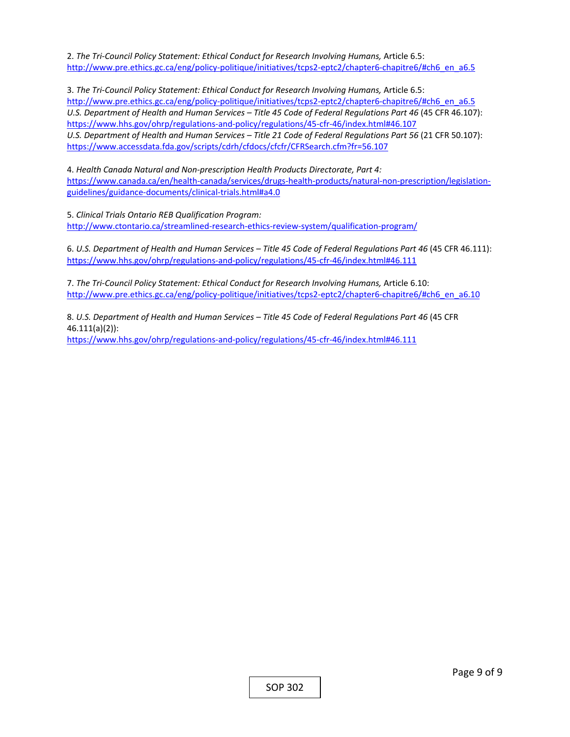2. *The Tri-Council Policy Statement: Ethical Conduct for Research Involving Humans,* Article 6.5:
http://www.pre.ethics.gc.ca/eng/policy-politique/initiatives/tcps2-eptc2/chapter6-chapitre6/#ch6_en_a6.5

3. *The Tri-Council Policy Statement: Ethical Conduct for Research Involving Humans,* Article 6.5:
http://www.pre.ethics.gc.ca/eng/policy-politique/initiatives/tcps2-eptc2/chapter6-chapitre6/#ch6_en_a6.5
*U.S. Department of Health and Human Services – Title 45 Code of Federal Regulations Part 46* (45 CFR 46.107):
https://www.hhs.gov/ohrp/regulations-and-policy/regulations/45-cfr-46/index.html#46.107
*U.S. Department of Health and Human Services – Title 21 Code of Federal Regulations Part 56* (21 CFR 50.107):
https://www.accessdata.fda.gov/scripts/cdrh/cfdocs/cfcfr/CFRSearch.cfm?fr=56.107

4. *Health Canada Natural and Non-prescription Health Products Directorate, Part 4:*
https://www.canada.ca/en/health-canada/services/drugs-health-products/natural-non-prescription/legislation-guidelines/guidance-documents/clinical-trials.html#a4.0

5. *Clinical Trials Ontario REB Qualification Program:*
http://www.ctontario.ca/streamlined-research-ethics-review-system/qualification-program/

6. *U.S. Department of Health and Human Services – Title 45 Code of Federal Regulations Part 46* (45 CFR 46.111):
https://www.hhs.gov/ohrp/regulations-and-policy/regulations/45-cfr-46/index.html#46.111

7. *The Tri-Council Policy Statement: Ethical Conduct for Research Involving Humans,* Article 6.10:
http://www.pre.ethics.gc.ca/eng/policy-politique/initiatives/tcps2-eptc2/chapter6-chapitre6/#ch6_en_a6.10

8. *U.S. Department of Health and Human Services – Title 45 Code of Federal Regulations Part 46* (45 CFR 46.111(a)(2)):
https://www.hhs.gov/ohrp/regulations-and-policy/regulations/45-cfr-46/index.html#46.111